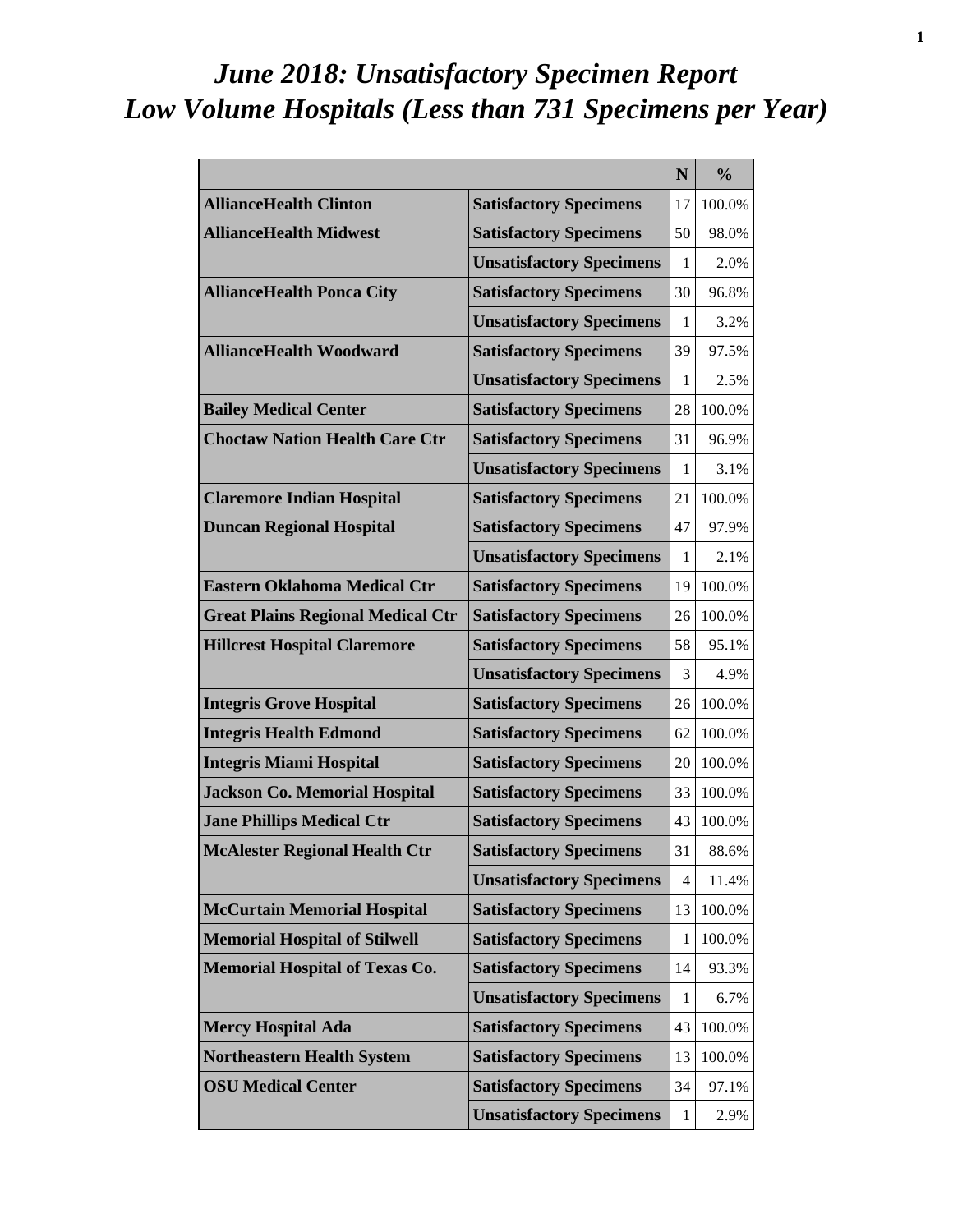# *June 2018: Unsatisfactory Specimen Report*
# *Low Volume Hospitals (Less than 731 Specimens per Year)*

| | | N | % |
|---|---|---|---|
| **AllianceHealth Clinton** | **Satisfactory Specimens** | 17 | 100.0% |
| **AllianceHealth Midwest** | **Satisfactory Specimens** | 50 | 98.0% |
| | **Unsatisfactory Specimens** | 1 | 2.0% |
| **AllianceHealth Ponca City** | **Satisfactory Specimens** | 30 | 96.8% |
| | **Unsatisfactory Specimens** | 1 | 3.2% |
| **AllianceHealth Woodward** | **Satisfactory Specimens** | 39 | 97.5% |
| | **Unsatisfactory Specimens** | 1 | 2.5% |
| **Bailey Medical Center** | **Satisfactory Specimens** | 28 | 100.0% |
| **Choctaw Nation Health Care Ctr** | **Satisfactory Specimens** | 31 | 96.9% |
| | **Unsatisfactory Specimens** | 1 | 3.1% |
| **Claremore Indian Hospital** | **Satisfactory Specimens** | 21 | 100.0% |
| **Duncan Regional Hospital** | **Satisfactory Specimens** | 47 | 97.9% |
| | **Unsatisfactory Specimens** | 1 | 2.1% |
| **Eastern Oklahoma Medical Ctr** | **Satisfactory Specimens** | 19 | 100.0% |
| **Great Plains Regional Medical Ctr** | **Satisfactory Specimens** | 26 | 100.0% |
| **Hillcrest Hospital Claremore** | **Satisfactory Specimens** | 58 | 95.1% |
| | **Unsatisfactory Specimens** | 3 | 4.9% |
| **Integris Grove Hospital** | **Satisfactory Specimens** | 26 | 100.0% |
| **Integris Health Edmond** | **Satisfactory Specimens** | 62 | 100.0% |
| **Integris Miami Hospital** | **Satisfactory Specimens** | 20 | 100.0% |
| **Jackson Co. Memorial Hospital** | **Satisfactory Specimens** | 33 | 100.0% |
| **Jane Phillips Medical Ctr** | **Satisfactory Specimens** | 43 | 100.0% |
| **McAlester Regional Health Ctr** | **Satisfactory Specimens** | 31 | 88.6% |
| | **Unsatisfactory Specimens** | 4 | 11.4% |
| **McCurtain Memorial Hospital** | **Satisfactory Specimens** | 13 | 100.0% |
| **Memorial Hospital of Stilwell** | **Satisfactory Specimens** | 1 | 100.0% |
| **Memorial Hospital of Texas Co.** | **Satisfactory Specimens** | 14 | 93.3% |
| | **Unsatisfactory Specimens** | 1 | 6.7% |
| **Mercy Hospital Ada** | **Satisfactory Specimens** | 43 | 100.0% |
| **Northeastern Health System** | **Satisfactory Specimens** | 13 | 100.0% |
| **OSU Medical Center** | **Satisfactory Specimens** | 34 | 97.1% |
| | **Unsatisfactory Specimens** | 1 | 2.9% |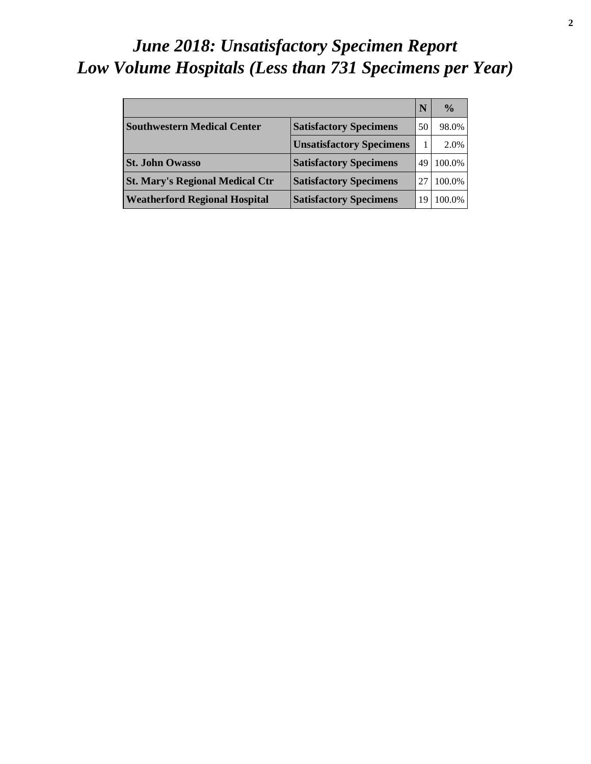# *June 2018: Unsatisfactory Specimen Report*
# *Low Volume Hospitals (Less than 731 Specimens per Year)*

| | | N | % |
|---|---|---|---|
| **Southwestern Medical Center** | **Satisfactory Specimens** | 50 | 98.0% |
| | **Unsatisfactory Specimens** | 1 | 2.0% |
| **St. John Owasso** | **Satisfactory Specimens** | 49 | 100.0% |
| **St. Mary's Regional Medical Ctr** | **Satisfactory Specimens** | 27 | 100.0% |
| **Weatherford Regional Hospital** | **Satisfactory Specimens** | 19 | 100.0% |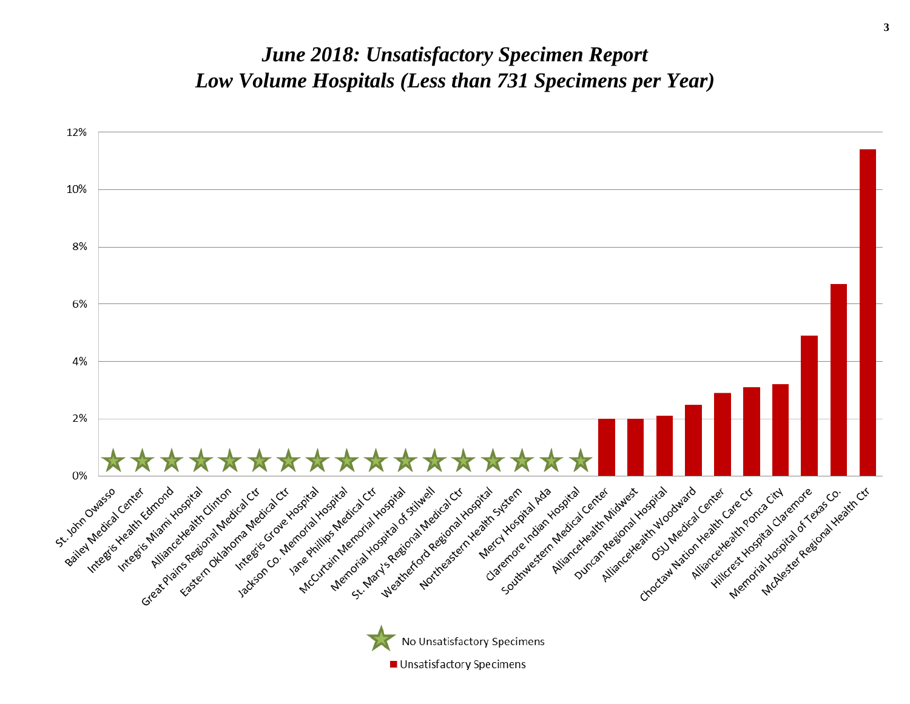# *June 2018: Unsatisfactory Specimen Report*
# *Low Volume Hospitals (Less than 731 Specimens per Year)*

| Hospital | Unsatisfactory Specimens |
|---|---|
| St. John Owasso | No Unsatisfactory Specimens |
| Bailey Medical Center | No Unsatisfactory Specimens |
| Integris Health Edmond | No Unsatisfactory Specimens |
| Integris Miami Hospital | No Unsatisfactory Specimens |
| AllianceHealth Clinton | No Unsatisfactory Specimens |
| Great Plains Regional Medical Ctr | No Unsatisfactory Specimens |
| Eastern Oklahoma Medical Ctr | No Unsatisfactory Specimens |
| Integris Grove Hospital | No Unsatisfactory Specimens |
| Jackson Co. Memorial Hospital | No Unsatisfactory Specimens |
| Jane Phillips Medical Ctr | No Unsatisfactory Specimens |
| McCurtain Memorial Hospital | No Unsatisfactory Specimens |
| Memorial Hospital of Stilwell | No Unsatisfactory Specimens |
| St. Mary's Regional Medical Ctr | No Unsatisfactory Specimens |
| Weatherford Regional Hospital | No Unsatisfactory Specimens |
| Northeastern Health System | No Unsatisfactory Specimens |
| Mercy Hospital Ada | No Unsatisfactory Specimens |
| Claremore Indian Hospital | No Unsatisfactory Specimens |
| Southwestern Medical Center | 2.0% |
| AllianceHealth Midwest | 2.0% |
| Duncan Regional Hospital | 2.1% |
| AllianceHealth Woodward | 2.5% |
| OSU Medical Center | 2.9% |
| Choctaw Nation Health Care Ctr | 3.1% |
| AllianceHealth Ponca City | 3.2% |
| Hillcrest Hospital Claremore | 4.9% |
| Memorial Hospital of Texas Co. | 6.7% |
| McAlester Regional Health Ctr | 11.4% |

★ No Unsatisfactory Specimens

■ Unsatisfactory Specimens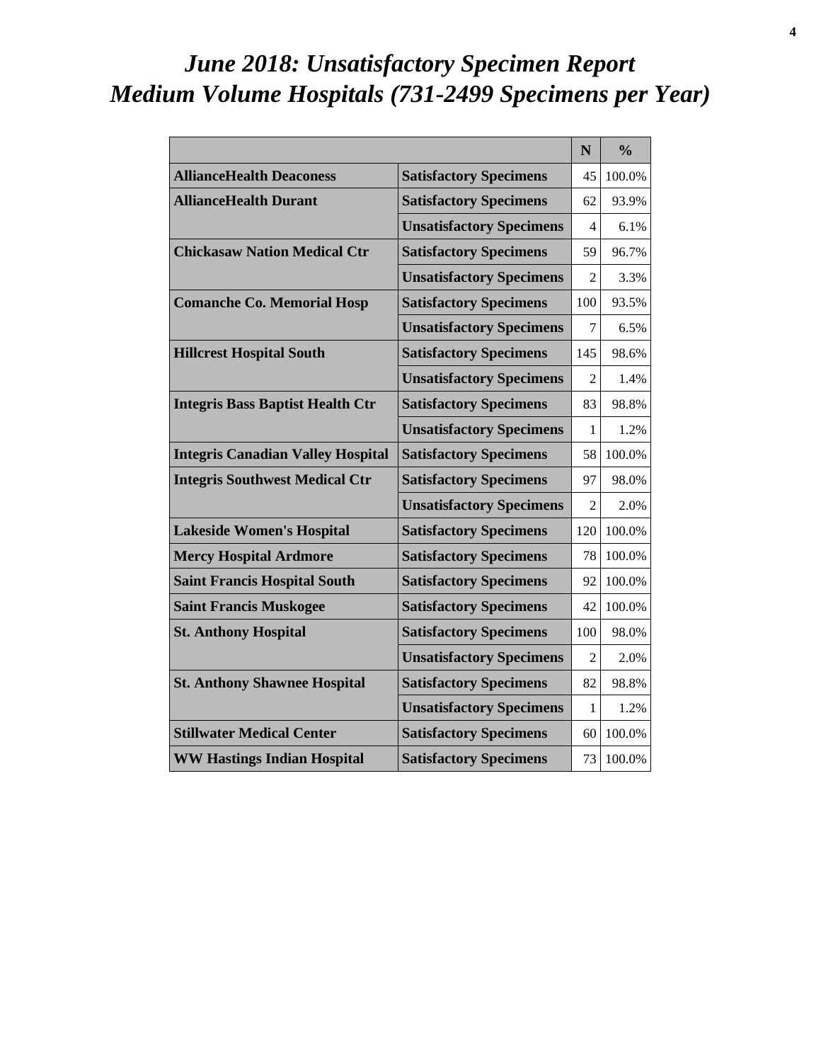# June 2018: Unsatisfactory Specimen Report
# Medium Volume Hospitals (731-2499 Specimens per Year)

| | | N | % |
|---|---|---|---|
| **AllianceHealth Deaconess** | **Satisfactory Specimens** | 45 | 100.0% |
| **AllianceHealth Durant** | **Satisfactory Specimens** | 62 | 93.9% |
| | **Unsatisfactory Specimens** | 4 | 6.1% |
| **Chickasaw Nation Medical Ctr** | **Satisfactory Specimens** | 59 | 96.7% |
| | **Unsatisfactory Specimens** | 2 | 3.3% |
| **Comanche Co. Memorial Hosp** | **Satisfactory Specimens** | 100 | 93.5% |
| | **Unsatisfactory Specimens** | 7 | 6.5% |
| **Hillcrest Hospital South** | **Satisfactory Specimens** | 145 | 98.6% |
| | **Unsatisfactory Specimens** | 2 | 1.4% |
| **Integris Bass Baptist Health Ctr** | **Satisfactory Specimens** | 83 | 98.8% |
| | **Unsatisfactory Specimens** | 1 | 1.2% |
| **Integris Canadian Valley Hospital** | **Satisfactory Specimens** | 58 | 100.0% |
| **Integris Southwest Medical Ctr** | **Satisfactory Specimens** | 97 | 98.0% |
| | **Unsatisfactory Specimens** | 2 | 2.0% |
| **Lakeside Women's Hospital** | **Satisfactory Specimens** | 120 | 100.0% |
| **Mercy Hospital Ardmore** | **Satisfactory Specimens** | 78 | 100.0% |
| **Saint Francis Hospital South** | **Satisfactory Specimens** | 92 | 100.0% |
| **Saint Francis Muskogee** | **Satisfactory Specimens** | 42 | 100.0% |
| **St. Anthony Hospital** | **Satisfactory Specimens** | 100 | 98.0% |
| | **Unsatisfactory Specimens** | 2 | 2.0% |
| **St. Anthony Shawnee Hospital** | **Satisfactory Specimens** | 82 | 98.8% |
| | **Unsatisfactory Specimens** | 1 | 1.2% |
| **Stillwater Medical Center** | **Satisfactory Specimens** | 60 | 100.0% |
| **WW Hastings Indian Hospital** | **Satisfactory Specimens** | 73 | 100.0% |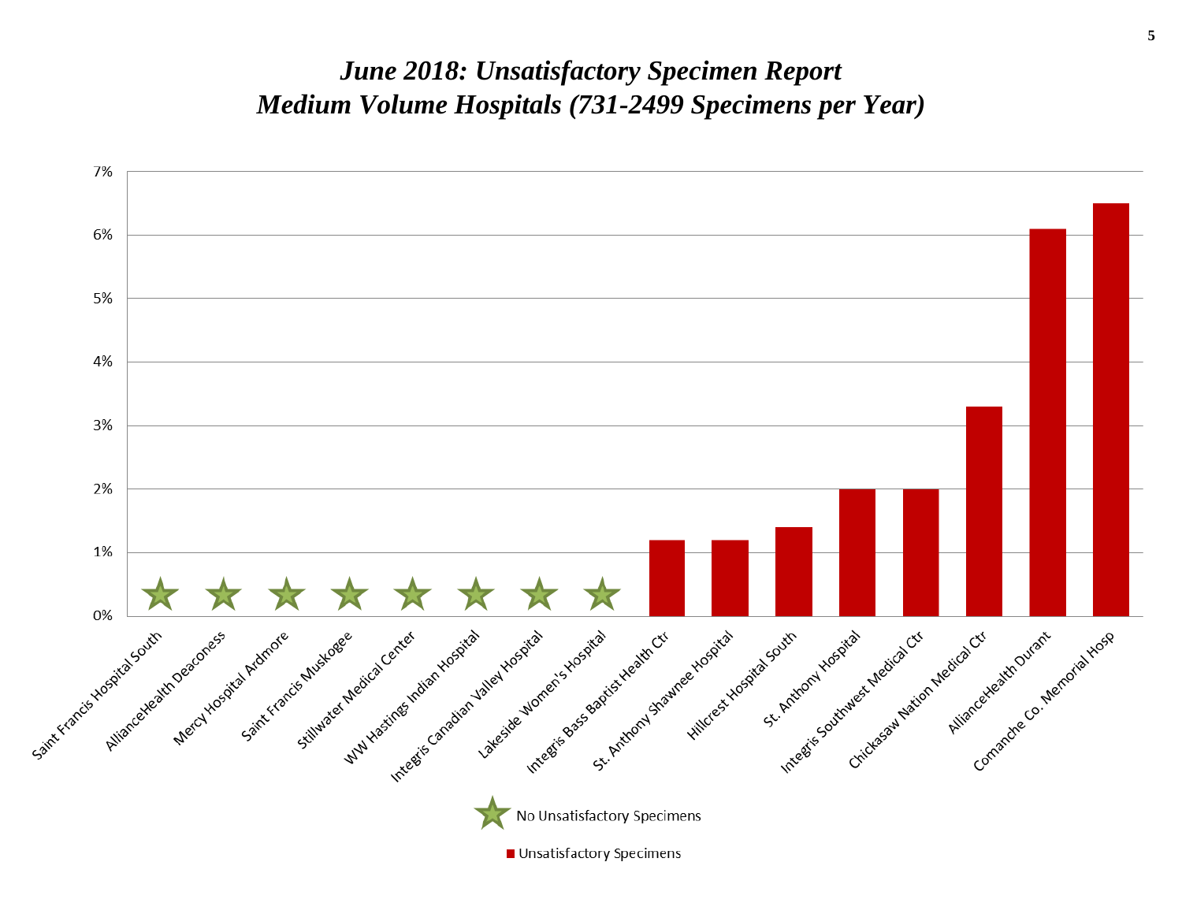# *June 2018: Unsatisfactory Specimen Report*
# *Medium Volume Hospitals (731-2499 Specimens per Year)*

| Hospital | Unsatisfactory Specimens |
|---|---|
| Saint Francis Hospital South | ★ |
| AllianceHealth Deaconess | ★ |
| Mercy Hospital Ardmore | ★ |
| Saint Francis Muskogee | ★ |
| Stillwater Medical Center | ★ |
| WW Hastings Indian Hospital | ★ |
| Integris Canadian Valley Hospital | ★ |
| Lakeside Women's Hospital | ★ |
| Integris Bass Baptist Health Ctr | 1.2% |
| St. Anthony Shawnee Hospital | 1.2% |
| Hillcrest Hospital South | 1.4% |
| St. Anthony Hospital | 2.0% |
| Integris Southwest Medical Ctr | 2.0% |
| Chickasaw Nation Medical Ctr | 3.3% |
| AllianceHealth Durant | 6.1% |
| Comanche Co. Memorial Hosp | 6.5% |

★ No Unsatisfactory Specimens

■ Unsatisfactory Specimens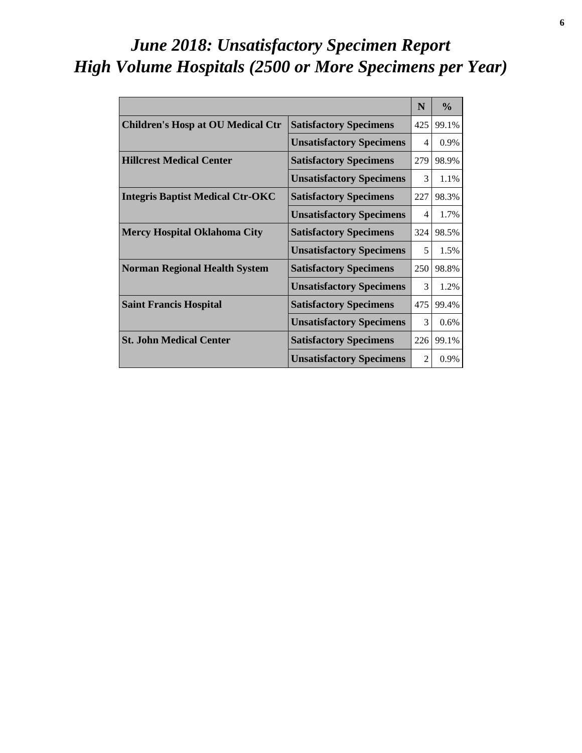# *June 2018: Unsatisfactory Specimen Report*
# *High Volume Hospitals (2500 or More Specimens per Year)*

| | | N | % |
|---|---|---|---|
| **Children's Hosp at OU Medical Ctr** | **Satisfactory Specimens** | 425 | 99.1% |
| | **Unsatisfactory Specimens** | 4 | 0.9% |
| **Hillcrest Medical Center** | **Satisfactory Specimens** | 279 | 98.9% |
| | **Unsatisfactory Specimens** | 3 | 1.1% |
| **Integris Baptist Medical Ctr-OKC** | **Satisfactory Specimens** | 227 | 98.3% |
| | **Unsatisfactory Specimens** | 4 | 1.7% |
| **Mercy Hospital Oklahoma City** | **Satisfactory Specimens** | 324 | 98.5% |
| | **Unsatisfactory Specimens** | 5 | 1.5% |
| **Norman Regional Health System** | **Satisfactory Specimens** | 250 | 98.8% |
| | **Unsatisfactory Specimens** | 3 | 1.2% |
| **Saint Francis Hospital** | **Satisfactory Specimens** | 475 | 99.4% |
| | **Unsatisfactory Specimens** | 3 | 0.6% |
| **St. John Medical Center** | **Satisfactory Specimens** | 226 | 99.1% |
| | **Unsatisfactory Specimens** | 2 | 0.9% |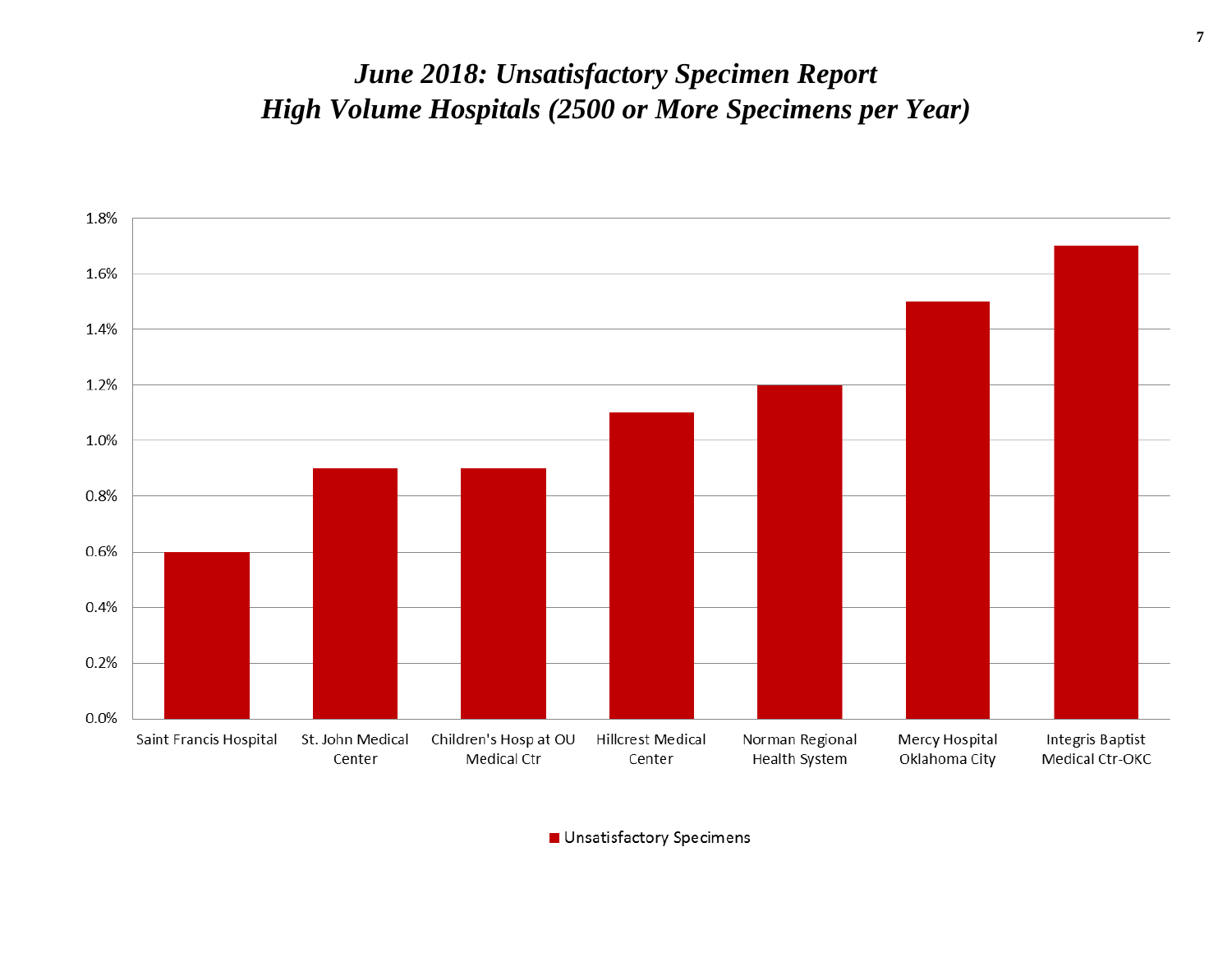# *June 2018: Unsatisfactory Specimen Report*
# *High Volume Hospitals (2500 or More Specimens per Year)*

1.8%
1.6%
1.4%
1.2%
1.0%
0.8%
0.6%
0.4%
0.2%
0.0%

Saint Francis Hospital
St. John Medical Center
Children's Hosp at OU Medical Ctr
Hillcrest Medical Center
Norman Regional Health System
Mercy Hospital Oklahoma City
Integris Baptist Medical Ctr-OKC

Unsatisfactory Specimens